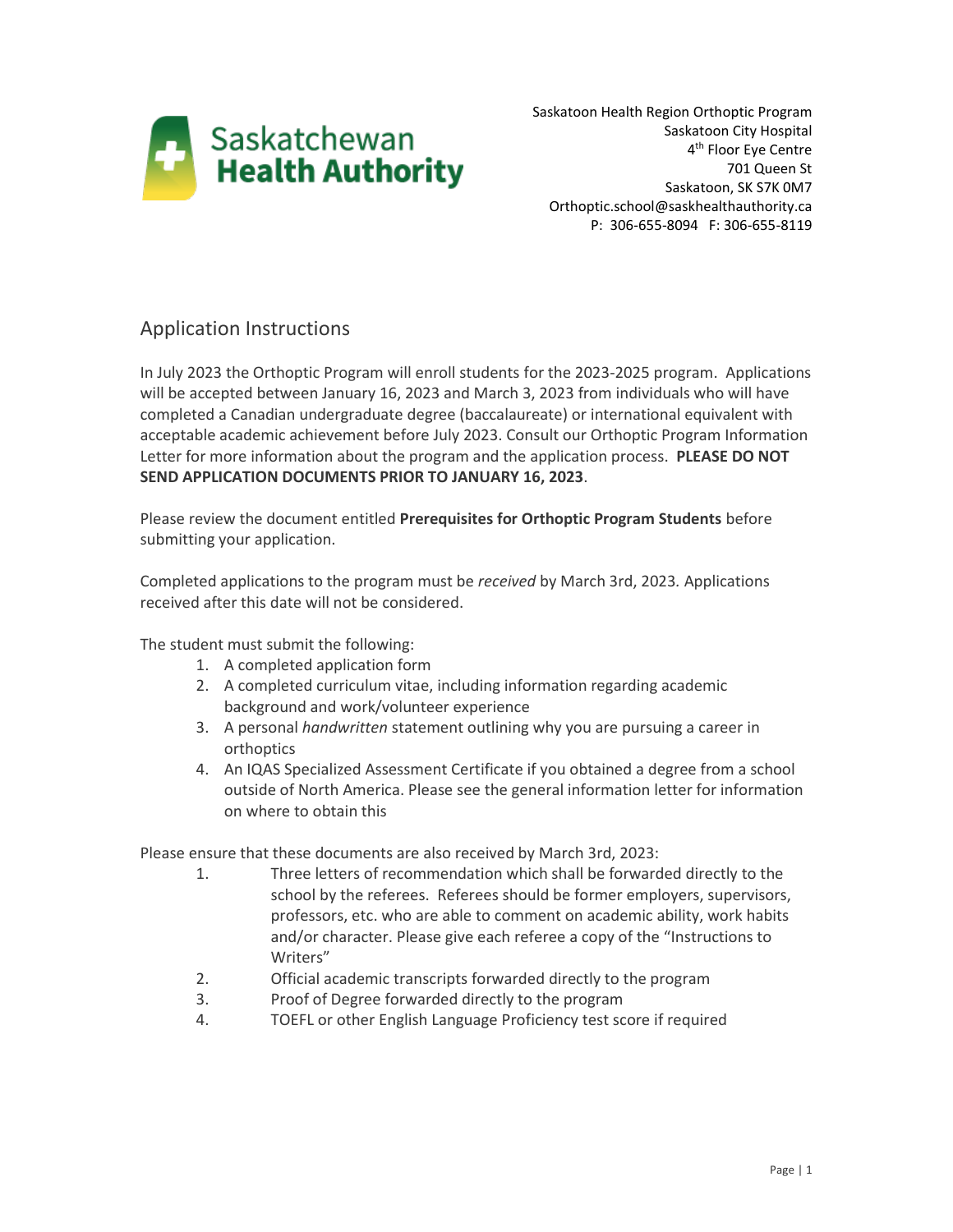Saskatchewan Health Authority

Saskatoon Health Region Orthoptic Program
Saskatoon City Hospital
4th Floor Eye Centre
701 Queen St
Saskatoon, SK S7K 0M7
Orthoptic.school@saskhealthauthority.ca
P: 306-655-8094 F: 306-655-8119

## Application Instructions

In July 2023 the Orthoptic Program will enroll students for the 2023-2025 program. Applications will be accepted between January 16, 2023 and March 3, 2023 from individuals who will have completed a Canadian undergraduate degree (baccalaureate) or international equivalent with acceptable academic achievement before July 2023. Consult our Orthoptic Program Information Letter for more information about the program and the application process. **PLEASE DO NOT SEND APPLICATION DOCUMENTS PRIOR TO JANUARY 16, 2023**.

Please review the document entitled **Prerequisites for Orthoptic Program Students** before submitting your application.

Completed applications to the program must be *received* by March 3rd, 2023. Applications received after this date will not be considered.

The student must submit the following:

1. A completed application form
2. A completed curriculum vitae, including information regarding academic background and work/volunteer experience
3. A personal *handwritten* statement outlining why you are pursuing a career in orthoptics
4. An IQAS Specialized Assessment Certificate if you obtained a degree from a school outside of North America. Please see the general information letter for information on where to obtain this

Please ensure that these documents are also received by March 3rd, 2023:

1. Three letters of recommendation which shall be forwarded directly to the school by the referees. Referees should be former employers, supervisors, professors, etc. who are able to comment on academic ability, work habits and/or character. Please give each referee a copy of the "Instructions to Writers"
2. Official academic transcripts forwarded directly to the program
3. Proof of Degree forwarded directly to the program
4. TOEFL or other English Language Proficiency test score if required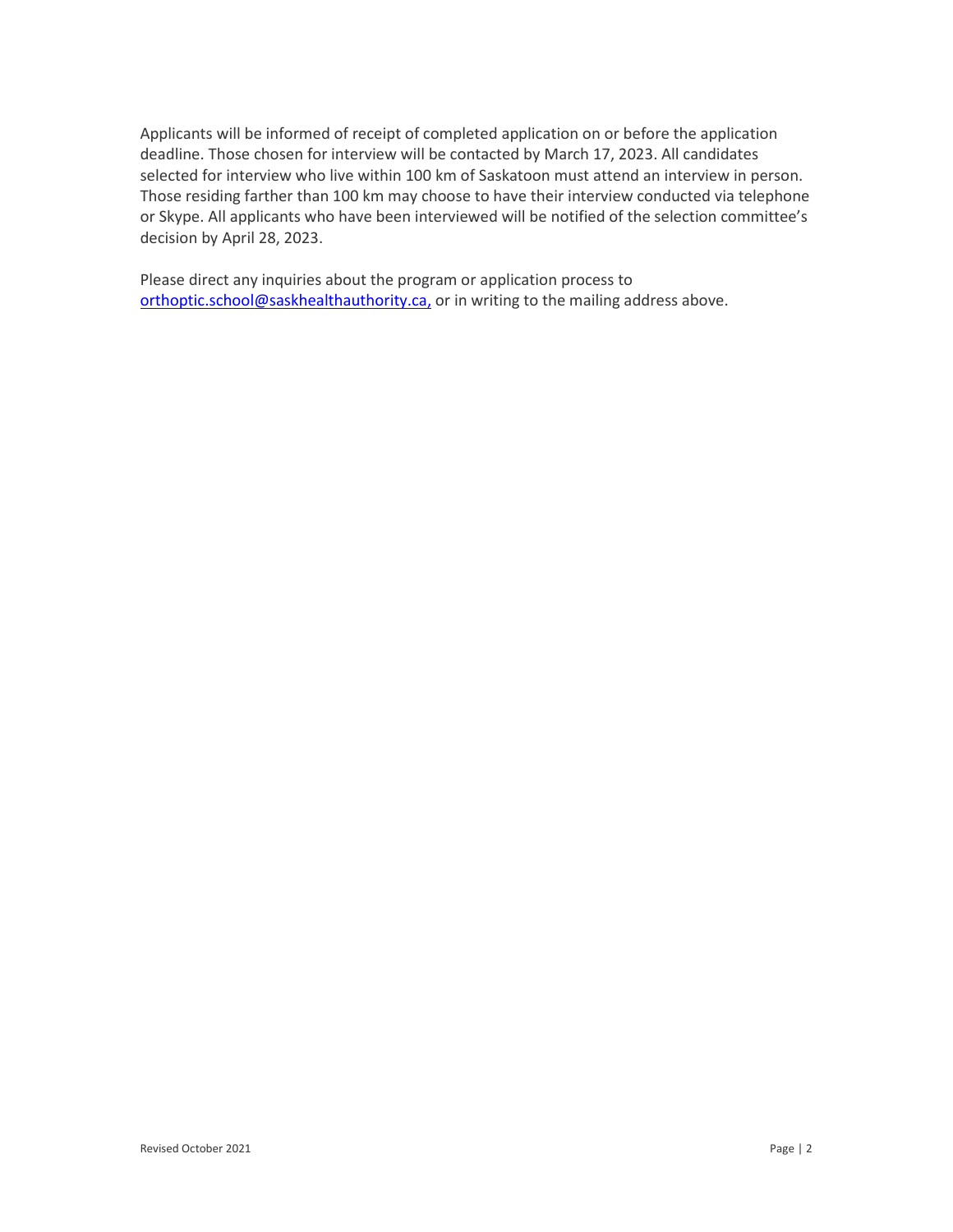Applicants will be informed of receipt of completed application on or before the application deadline. Those chosen for interview will be contacted by March 17, 2023. All candidates selected for interview who live within 100 km of Saskatoon must attend an interview in person. Those residing farther than 100 km may choose to have their interview conducted via telephone or Skype. All applicants who have been interviewed will be notified of the selection committee's decision by April 28, 2023.

Please direct any inquiries about the program or application process to [orthoptic.school@saskhealthauthority.ca,](mailto:orthoptic.school@saskhealthauthority.ca) or in writing to the mailing address above.